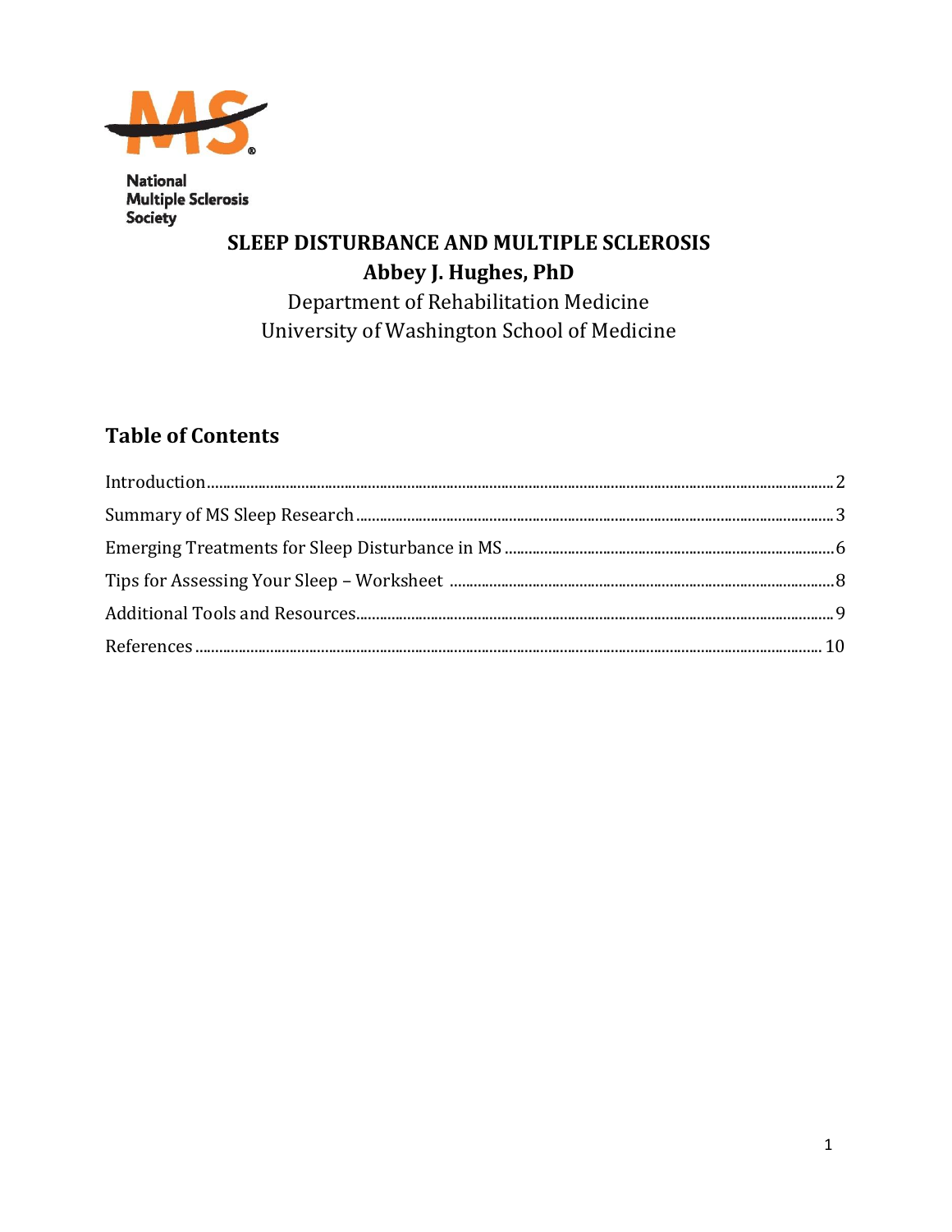National Multiple Sclerosis Society

# SLEEP DISTURBANCE AND MULTIPLE SCLEROSIS

**Abbey J. Hughes, PhD**

Department of Rehabilitation Medicine
University of Washington School of Medicine

## Table of Contents

Introduction .......... 2
Summary of MS Sleep Research .......... 3
Emerging Treatments for Sleep Disturbance in MS .......... 6
Tips for Assessing Your Sleep – Worksheet .......... 8
Additional Tools and Resources .......... 9
References .......... 10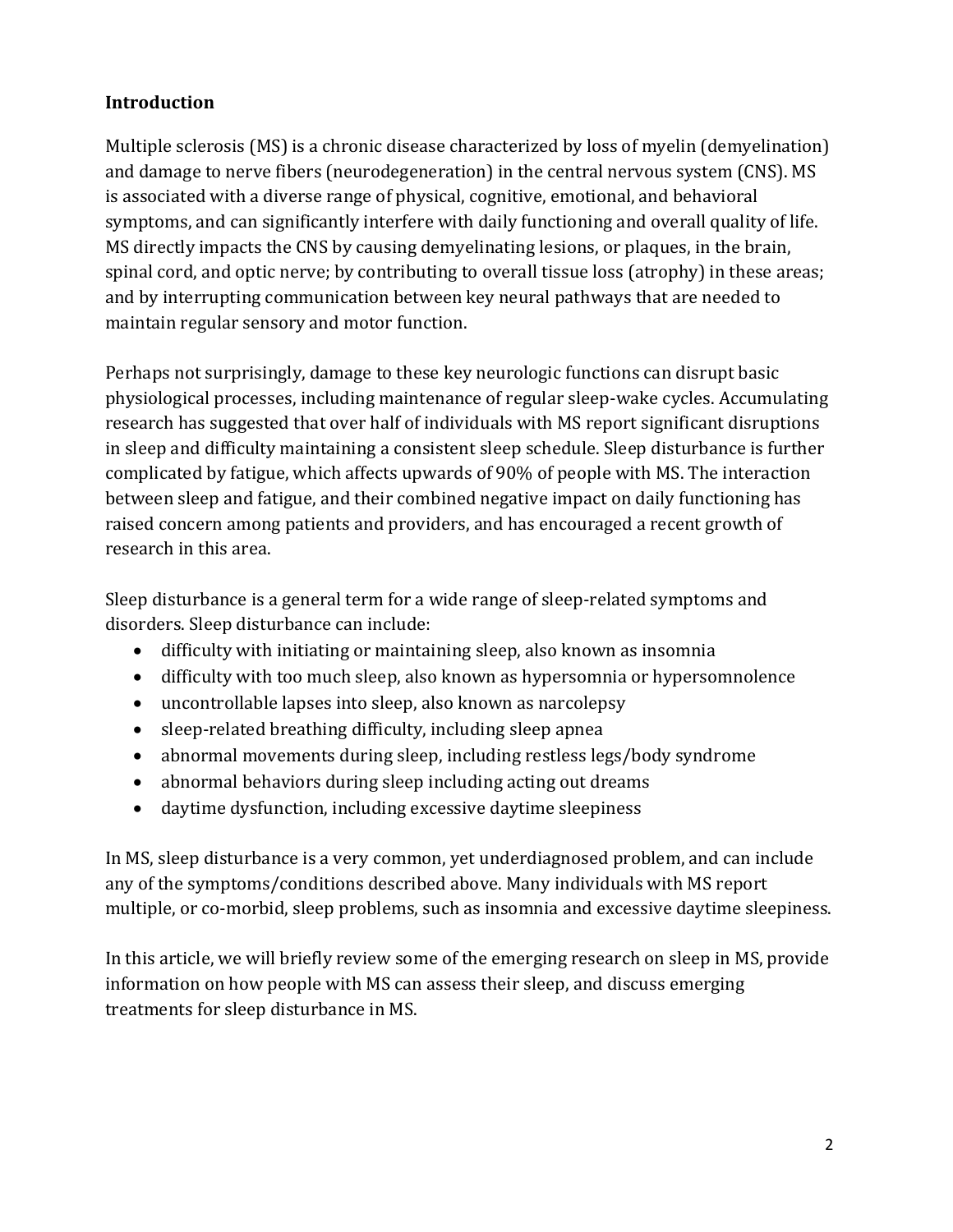## Introduction

Multiple sclerosis (MS) is a chronic disease characterized by loss of myelin (demyelination) and damage to nerve fibers (neurodegeneration) in the central nervous system (CNS). MS is associated with a diverse range of physical, cognitive, emotional, and behavioral symptoms, and can significantly interfere with daily functioning and overall quality of life. MS directly impacts the CNS by causing demyelinating lesions, or plaques, in the brain, spinal cord, and optic nerve; by contributing to overall tissue loss (atrophy) in these areas; and by interrupting communication between key neural pathways that are needed to maintain regular sensory and motor function.

Perhaps not surprisingly, damage to these key neurologic functions can disrupt basic physiological processes, including maintenance of regular sleep-wake cycles. Accumulating research has suggested that over half of individuals with MS report significant disruptions in sleep and difficulty maintaining a consistent sleep schedule. Sleep disturbance is further complicated by fatigue, which affects upwards of 90% of people with MS. The interaction between sleep and fatigue, and their combined negative impact on daily functioning has raised concern among patients and providers, and has encouraged a recent growth of research in this area.

Sleep disturbance is a general term for a wide range of sleep-related symptoms and disorders. Sleep disturbance can include:

- difficulty with initiating or maintaining sleep, also known as insomnia
- difficulty with too much sleep, also known as hypersomnia or hypersomnolence
- uncontrollable lapses into sleep, also known as narcolepsy
- sleep-related breathing difficulty, including sleep apnea
- abnormal movements during sleep, including restless legs/body syndrome
- abnormal behaviors during sleep including acting out dreams
- daytime dysfunction, including excessive daytime sleepiness

In MS, sleep disturbance is a very common, yet underdiagnosed problem, and can include any of the symptoms/conditions described above. Many individuals with MS report multiple, or co-morbid, sleep problems, such as insomnia and excessive daytime sleepiness.

In this article, we will briefly review some of the emerging research on sleep in MS, provide information on how people with MS can assess their sleep, and discuss emerging treatments for sleep disturbance in MS.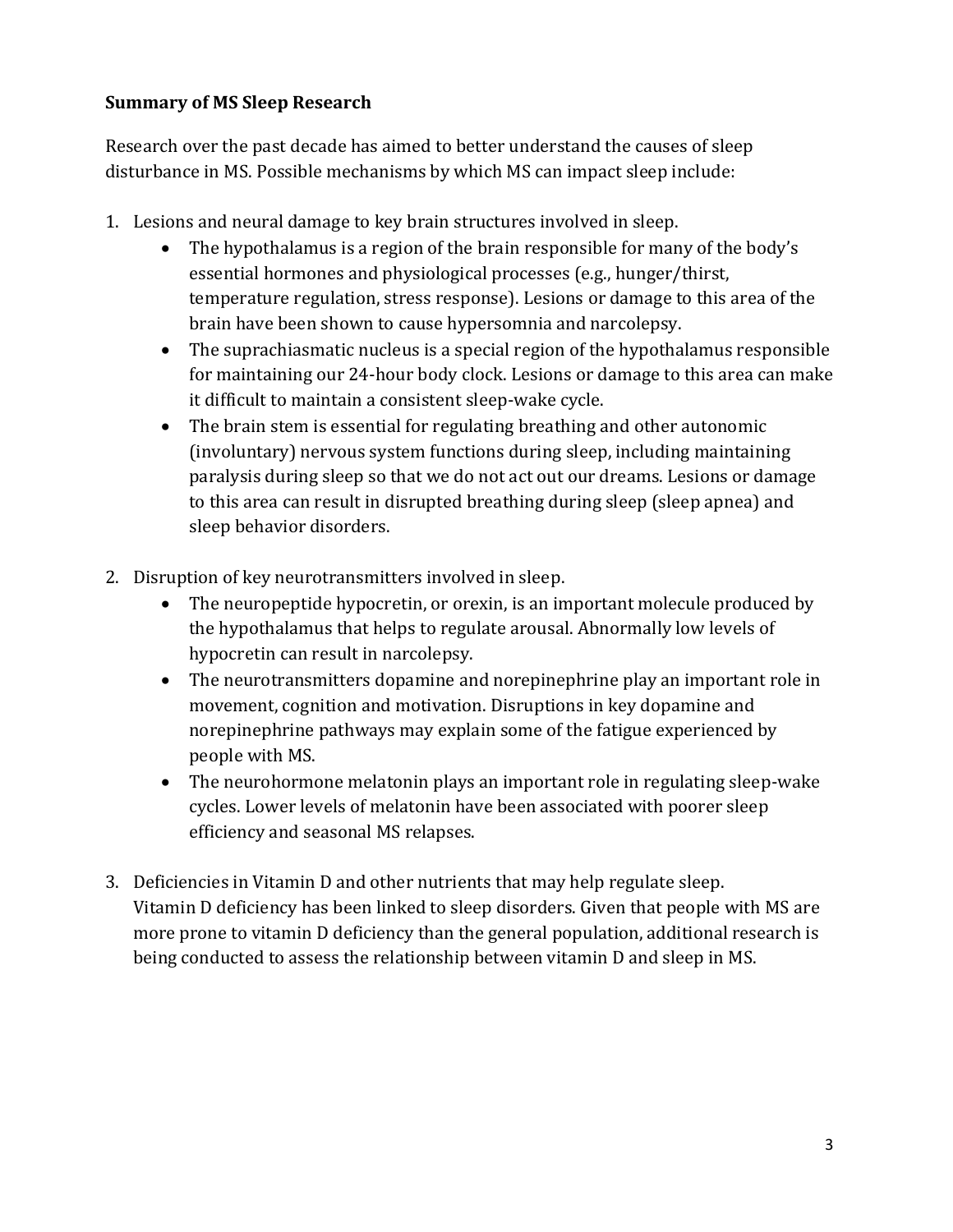**Summary of MS Sleep Research**

Research over the past decade has aimed to better understand the causes of sleep disturbance in MS. Possible mechanisms by which MS can impact sleep include:

1. Lesions and neural damage to key brain structures involved in sleep.
    - The hypothalamus is a region of the brain responsible for many of the body's essential hormones and physiological processes (e.g., hunger/thirst, temperature regulation, stress response). Lesions or damage to this area of the brain have been shown to cause hypersomnia and narcolepsy.
    - The suprachiasmatic nucleus is a special region of the hypothalamus responsible for maintaining our 24-hour body clock. Lesions or damage to this area can make it difficult to maintain a consistent sleep-wake cycle.
    - The brain stem is essential for regulating breathing and other autonomic (involuntary) nervous system functions during sleep, including maintaining paralysis during sleep so that we do not act out our dreams. Lesions or damage to this area can result in disrupted breathing during sleep (sleep apnea) and sleep behavior disorders.

2. Disruption of key neurotransmitters involved in sleep.
    - The neuropeptide hypocretin, or orexin, is an important molecule produced by the hypothalamus that helps to regulate arousal. Abnormally low levels of hypocretin can result in narcolepsy.
    - The neurotransmitters dopamine and norepinephrine play an important role in movement, cognition and motivation. Disruptions in key dopamine and norepinephrine pathways may explain some of the fatigue experienced by people with MS.
    - The neurohormone melatonin plays an important role in regulating sleep-wake cycles. Lower levels of melatonin have been associated with poorer sleep efficiency and seasonal MS relapses.

3. Deficiencies in Vitamin D and other nutrients that may help regulate sleep.
   Vitamin D deficiency has been linked to sleep disorders. Given that people with MS are more prone to vitamin D deficiency than the general population, additional research is being conducted to assess the relationship between vitamin D and sleep in MS.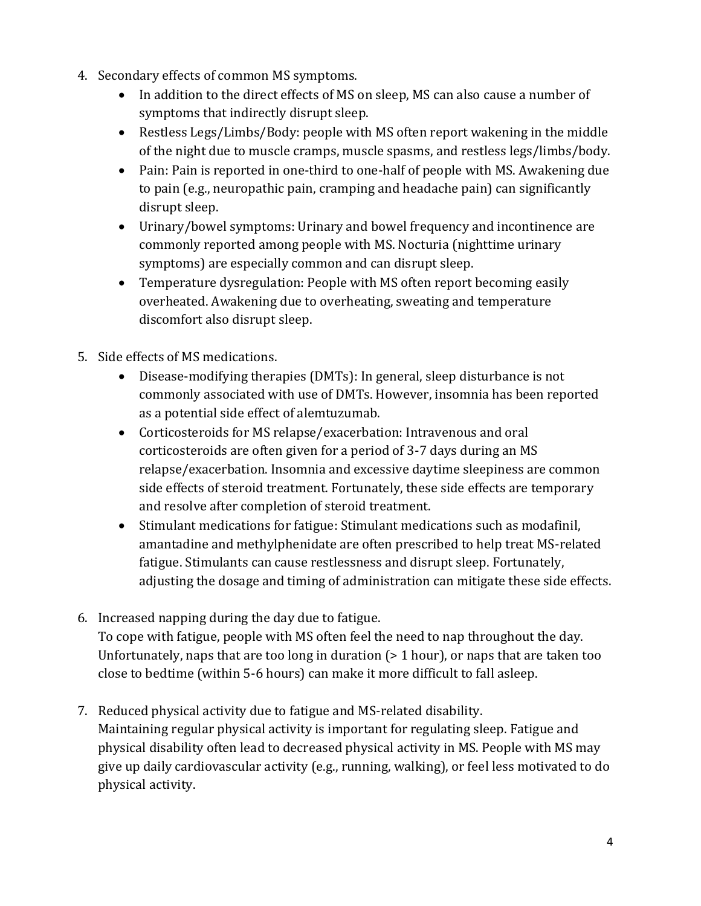4. Secondary effects of common MS symptoms.
    - In addition to the direct effects of MS on sleep, MS can also cause a number of symptoms that indirectly disrupt sleep.
    - Restless Legs/Limbs/Body: people with MS often report wakening in the middle of the night due to muscle cramps, muscle spasms, and restless legs/limbs/body.
    - Pain: Pain is reported in one-third to one-half of people with MS. Awakening due to pain (e.g., neuropathic pain, cramping and headache pain) can significantly disrupt sleep.
    - Urinary/bowel symptoms: Urinary and bowel frequency and incontinence are commonly reported among people with MS. Nocturia (nighttime urinary symptoms) are especially common and can disrupt sleep.
    - Temperature dysregulation: People with MS often report becoming easily overheated. Awakening due to overheating, sweating and temperature discomfort also disrupt sleep.

5. Side effects of MS medications.
    - Disease-modifying therapies (DMTs): In general, sleep disturbance is not commonly associated with use of DMTs. However, insomnia has been reported as a potential side effect of alemtuzumab.
    - Corticosteroids for MS relapse/exacerbation: Intravenous and oral corticosteroids are often given for a period of 3-7 days during an MS relapse/exacerbation. Insomnia and excessive daytime sleepiness are common side effects of steroid treatment. Fortunately, these side effects are temporary and resolve after completion of steroid treatment.
    - Stimulant medications for fatigue: Stimulant medications such as modafinil, amantadine and methylphenidate are often prescribed to help treat MS-related fatigue. Stimulants can cause restlessness and disrupt sleep. Fortunately, adjusting the dosage and timing of administration can mitigate these side effects.

6. Increased napping during the day due to fatigue.
   To cope with fatigue, people with MS often feel the need to nap throughout the day. Unfortunately, naps that are too long in duration (> 1 hour), or naps that are taken too close to bedtime (within 5-6 hours) can make it more difficult to fall asleep.

7. Reduced physical activity due to fatigue and MS-related disability.
   Maintaining regular physical activity is important for regulating sleep. Fatigue and physical disability often lead to decreased physical activity in MS. People with MS may give up daily cardiovascular activity (e.g., running, walking), or feel less motivated to do physical activity.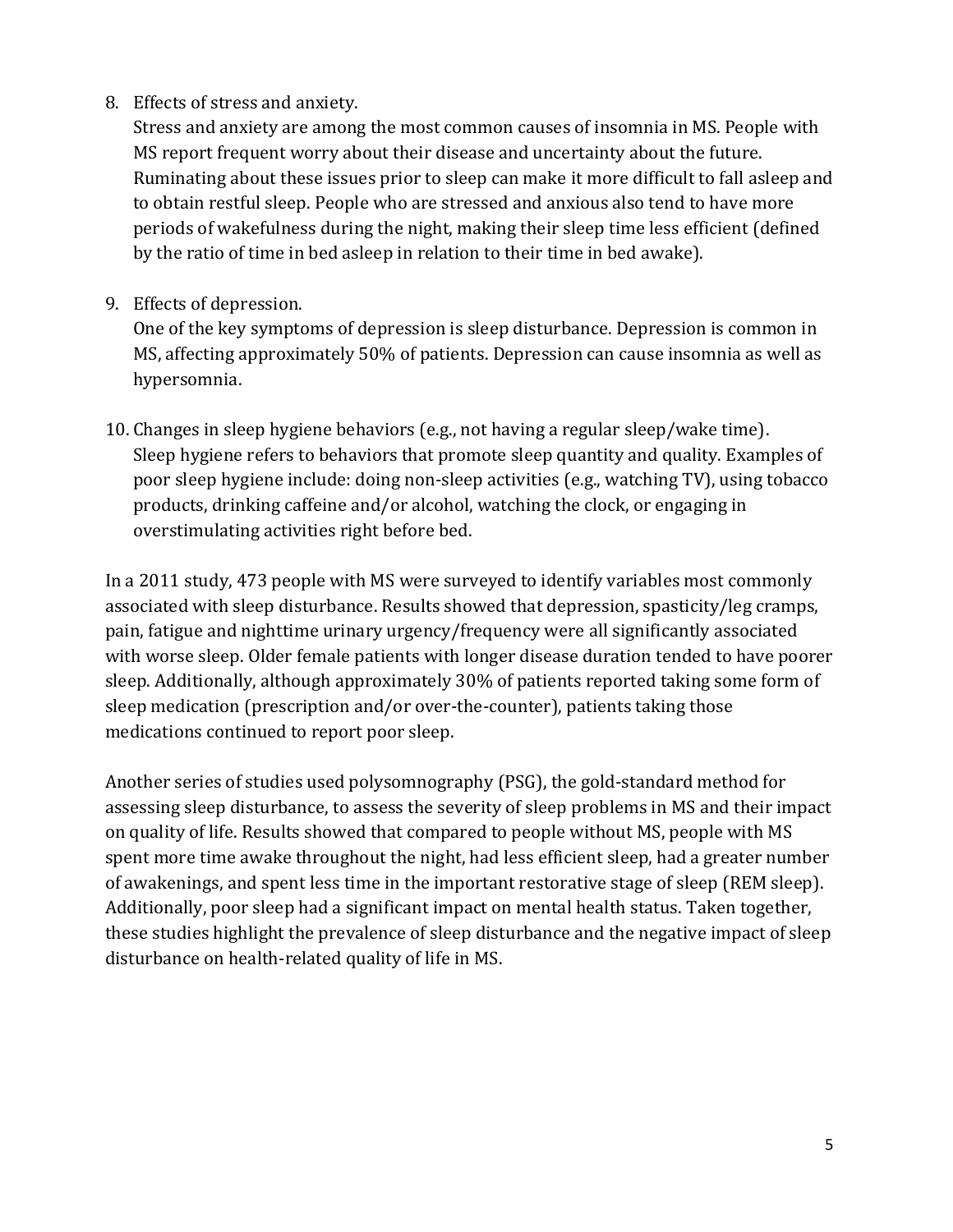8. Effects of stress and anxiety.
   Stress and anxiety are among the most common causes of insomnia in MS. People with MS report frequent worry about their disease and uncertainty about the future. Ruminating about these issues prior to sleep can make it more difficult to fall asleep and to obtain restful sleep. People who are stressed and anxious also tend to have more periods of wakefulness during the night, making their sleep time less efficient (defined by the ratio of time in bed asleep in relation to their time in bed awake).

9. Effects of depression.
   One of the key symptoms of depression is sleep disturbance. Depression is common in MS, affecting approximately 50% of patients. Depression can cause insomnia as well as hypersomnia.

10. Changes in sleep hygiene behaviors (e.g., not having a regular sleep/wake time).
    Sleep hygiene refers to behaviors that promote sleep quantity and quality. Examples of poor sleep hygiene include: doing non-sleep activities (e.g., watching TV), using tobacco products, drinking caffeine and/or alcohol, watching the clock, or engaging in overstimulating activities right before bed.

In a 2011 study, 473 people with MS were surveyed to identify variables most commonly associated with sleep disturbance. Results showed that depression, spasticity/leg cramps, pain, fatigue and nighttime urinary urgency/frequency were all significantly associated with worse sleep. Older female patients with longer disease duration tended to have poorer sleep. Additionally, although approximately 30% of patients reported taking some form of sleep medication (prescription and/or over-the-counter), patients taking those medications continued to report poor sleep.

Another series of studies used polysomnography (PSG), the gold-standard method for assessing sleep disturbance, to assess the severity of sleep problems in MS and their impact on quality of life. Results showed that compared to people without MS, people with MS spent more time awake throughout the night, had less efficient sleep, had a greater number of awakenings, and spent less time in the important restorative stage of sleep (REM sleep). Additionally, poor sleep had a significant impact on mental health status. Taken together, these studies highlight the prevalence of sleep disturbance and the negative impact of sleep disturbance on health-related quality of life in MS.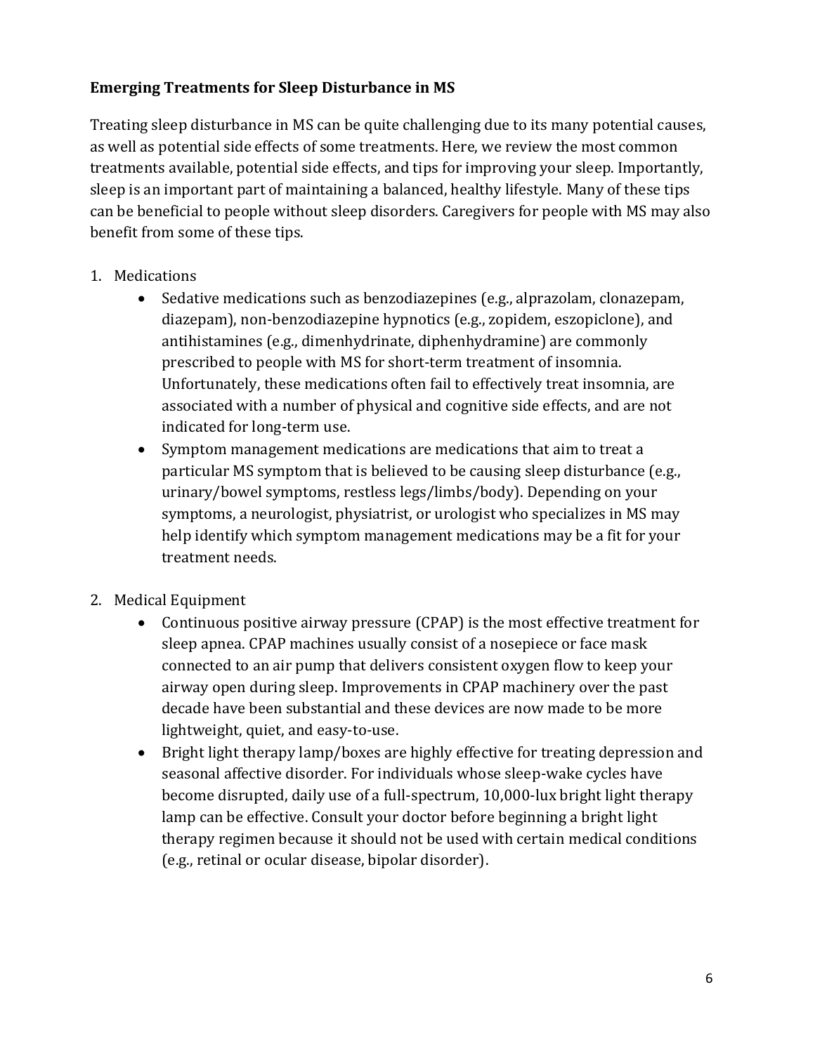**Emerging Treatments for Sleep Disturbance in MS**

Treating sleep disturbance in MS can be quite challenging due to its many potential causes, as well as potential side effects of some treatments. Here, we review the most common treatments available, potential side effects, and tips for improving your sleep. Importantly, sleep is an important part of maintaining a balanced, healthy lifestyle. Many of these tips can be beneficial to people without sleep disorders. Caregivers for people with MS may also benefit from some of these tips.

1. Medications
    - Sedative medications such as benzodiazepines (e.g., alprazolam, clonazepam, diazepam), non-benzodiazepine hypnotics (e.g., zopidem, eszopiclone), and antihistamines (e.g., dimenhydrinate, diphenhydramine) are commonly prescribed to people with MS for short-term treatment of insomnia. Unfortunately, these medications often fail to effectively treat insomnia, are associated with a number of physical and cognitive side effects, and are not indicated for long-term use.
    - Symptom management medications are medications that aim to treat a particular MS symptom that is believed to be causing sleep disturbance (e.g., urinary/bowel symptoms, restless legs/limbs/body). Depending on your symptoms, a neurologist, physiatrist, or urologist who specializes in MS may help identify which symptom management medications may be a fit for your treatment needs.

2. Medical Equipment
    - Continuous positive airway pressure (CPAP) is the most effective treatment for sleep apnea. CPAP machines usually consist of a nosepiece or face mask connected to an air pump that delivers consistent oxygen flow to keep your airway open during sleep. Improvements in CPAP machinery over the past decade have been substantial and these devices are now made to be more lightweight, quiet, and easy-to-use.
    - Bright light therapy lamp/boxes are highly effective for treating depression and seasonal affective disorder. For individuals whose sleep-wake cycles have become disrupted, daily use of a full-spectrum, 10,000-lux bright light therapy lamp can be effective. Consult your doctor before beginning a bright light therapy regimen because it should not be used with certain medical conditions (e.g., retinal or ocular disease, bipolar disorder).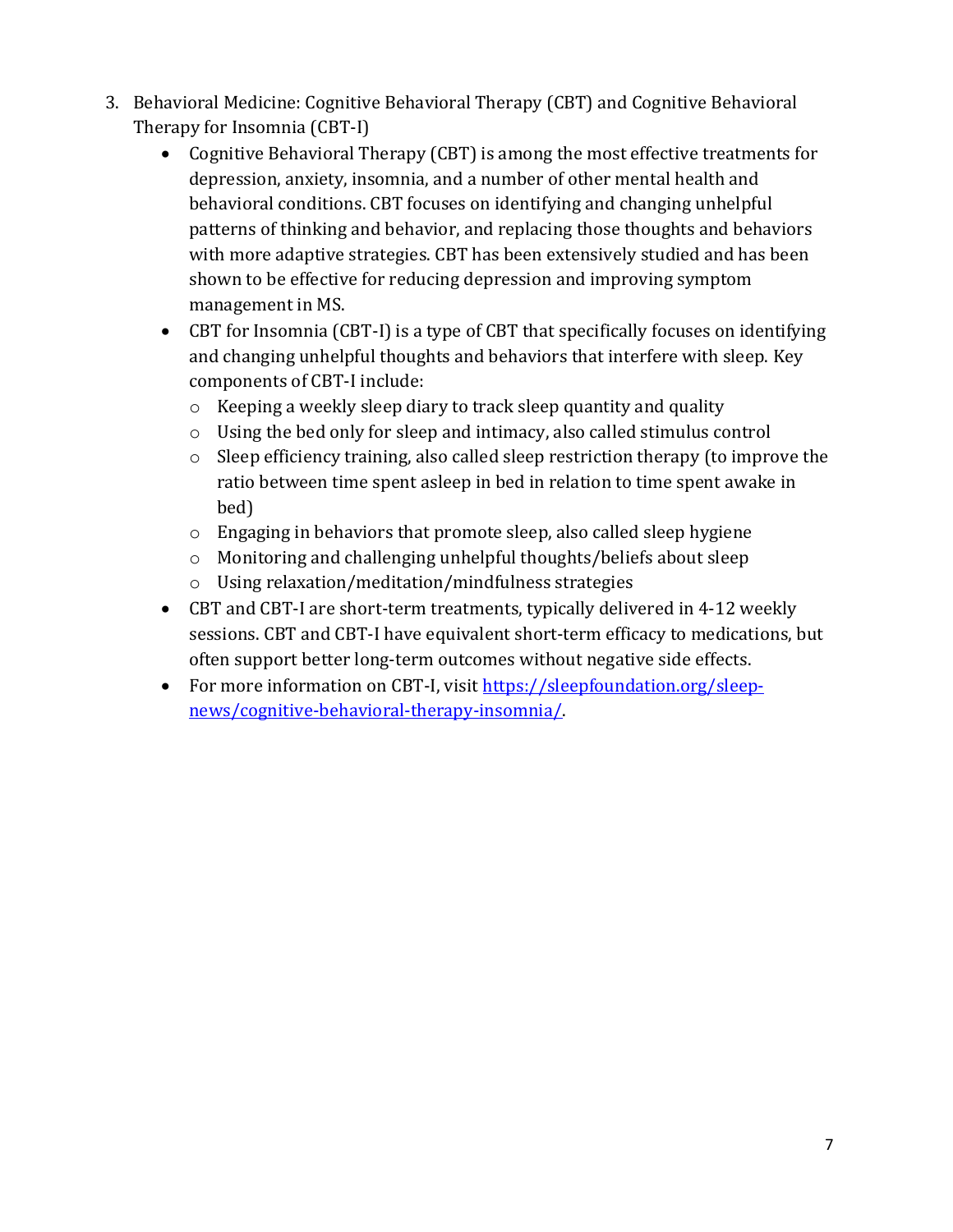3. Behavioral Medicine: Cognitive Behavioral Therapy (CBT) and Cognitive Behavioral Therapy for Insomnia (CBT-I)
    - Cognitive Behavioral Therapy (CBT) is among the most effective treatments for depression, anxiety, insomnia, and a number of other mental health and behavioral conditions. CBT focuses on identifying and changing unhelpful patterns of thinking and behavior, and replacing those thoughts and behaviors with more adaptive strategies. CBT has been extensively studied and has been shown to be effective for reducing depression and improving symptom management in MS.
    - CBT for Insomnia (CBT-I) is a type of CBT that specifically focuses on identifying and changing unhelpful thoughts and behaviors that interfere with sleep. Key components of CBT-I include:
        - Keeping a weekly sleep diary to track sleep quantity and quality
        - Using the bed only for sleep and intimacy, also called stimulus control
        - Sleep efficiency training, also called sleep restriction therapy (to improve the ratio between time spent asleep in bed in relation to time spent awake in bed)
        - Engaging in behaviors that promote sleep, also called sleep hygiene
        - Monitoring and challenging unhelpful thoughts/beliefs about sleep
        - Using relaxation/meditation/mindfulness strategies
    - CBT and CBT-I are short-term treatments, typically delivered in 4-12 weekly sessions. CBT and CBT-I have equivalent short-term efficacy to medications, but often support better long-term outcomes without negative side effects.
    - For more information on CBT-I, visit [https://sleepfoundation.org/sleep-news/cognitive-behavioral-therapy-insomnia/](https://sleepfoundation.org/sleep-news/cognitive-behavioral-therapy-insomnia/).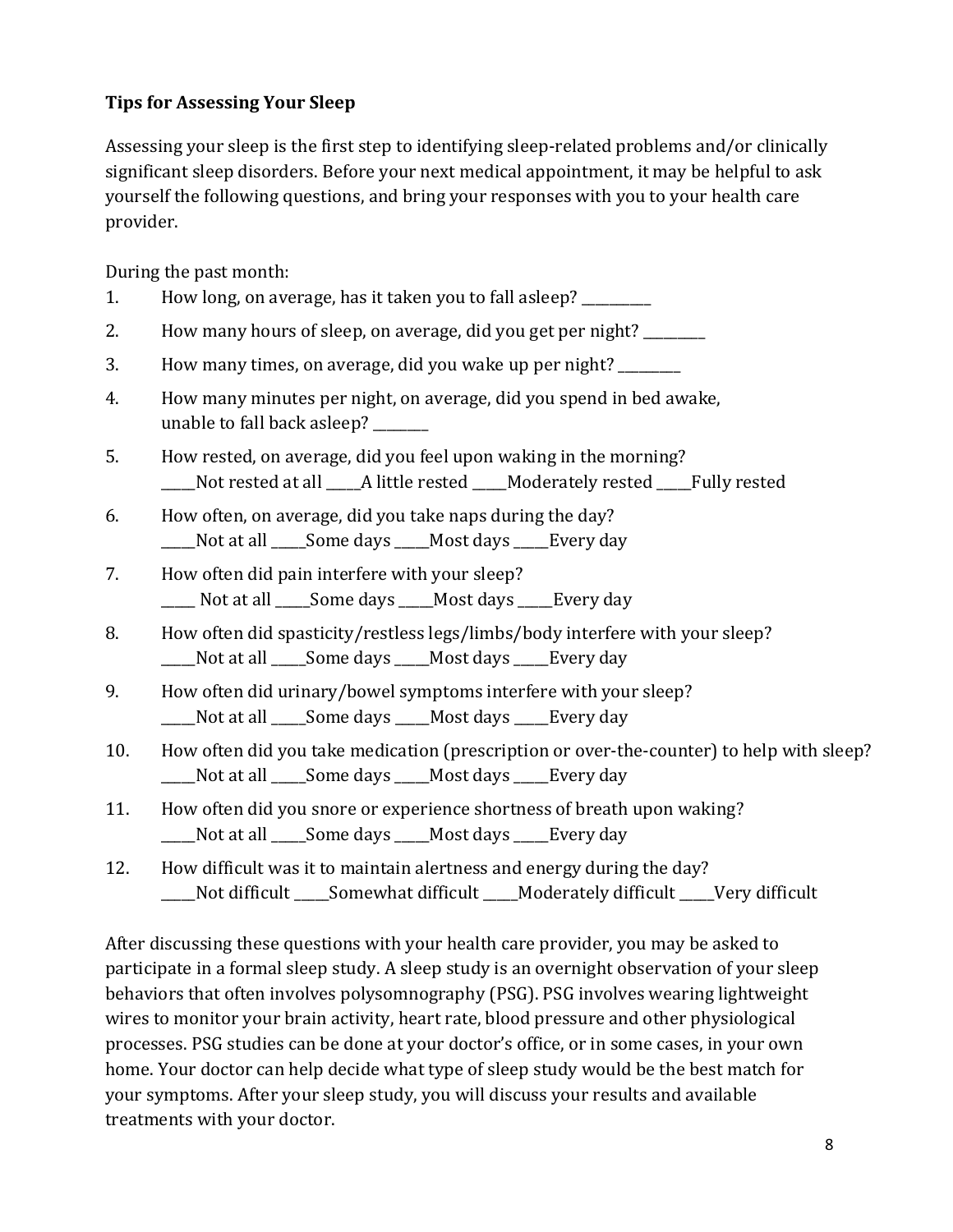### Tips for Assessing Your Sleep

Assessing your sleep is the first step to identifying sleep-related problems and/or clinically significant sleep disorders. Before your next medical appointment, it may be helpful to ask yourself the following questions, and bring your responses with you to your health care provider.

During the past month:

1. How long, on average, has it taken you to fall asleep? __________
2. How many hours of sleep, on average, did you get per night? _________
3. How many times, on average, did you wake up per night? _________
4. How many minutes per night, on average, did you spend in bed awake, unable to fall back asleep? ________
5. How rested, on average, did you feel upon waking in the morning?
   _____Not rested at all _____A little rested _____Moderately rested _____Fully rested
6. How often, on average, did you take naps during the day?
   _____Not at all _____Some days _____Most days _____Every day
7. How often did pain interfere with your sleep?
   _____ Not at all _____Some days _____Most days _____Every day
8. How often did spasticity/restless legs/limbs/body interfere with your sleep?
   _____Not at all _____Some days _____Most days _____Every day
9. How often did urinary/bowel symptoms interfere with your sleep?
   _____Not at all _____Some days _____Most days _____Every day
10. How often did you take medication (prescription or over-the-counter) to help with sleep?
    _____Not at all _____Some days _____Most days _____Every day
11. How often did you snore or experience shortness of breath upon waking?
    _____Not at all _____Some days _____Most days _____Every day
12. How difficult was it to maintain alertness and energy during the day?
    _____Not difficult _____Somewhat difficult _____Moderately difficult _____Very difficult

After discussing these questions with your health care provider, you may be asked to participate in a formal sleep study. A sleep study is an overnight observation of your sleep behaviors that often involves polysomnography (PSG). PSG involves wearing lightweight wires to monitor your brain activity, heart rate, blood pressure and other physiological processes. PSG studies can be done at your doctor's office, or in some cases, in your own home. Your doctor can help decide what type of sleep study would be the best match for your symptoms. After your sleep study, you will discuss your results and available treatments with your doctor.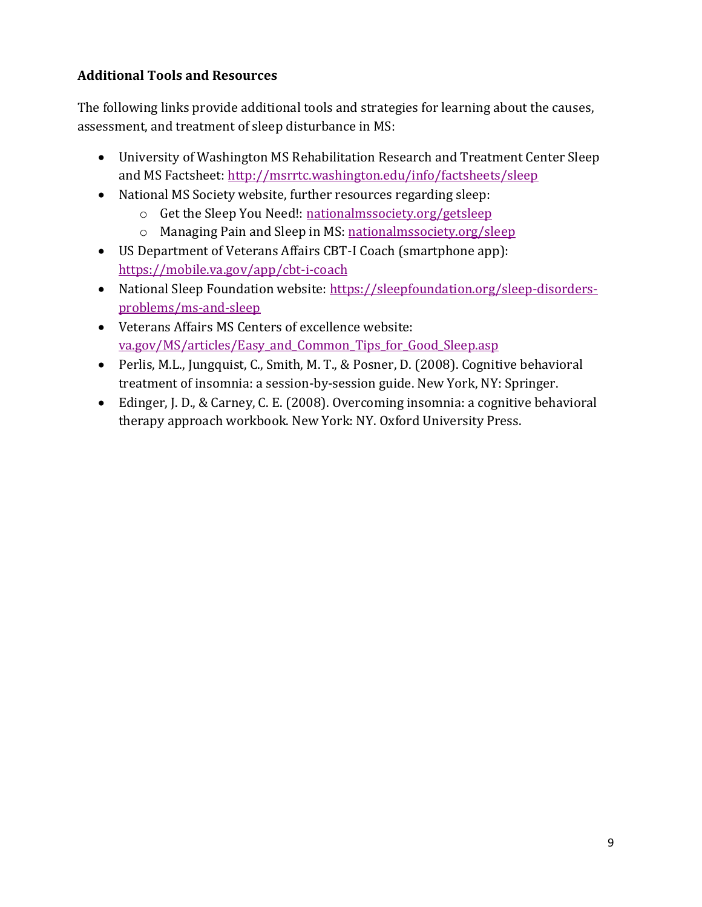**Additional Tools and Resources**

The following links provide additional tools and strategies for learning about the causes, assessment, and treatment of sleep disturbance in MS:

- University of Washington MS Rehabilitation Research and Treatment Center Sleep and MS Factsheet: [http://msrrtc.washington.edu/info/factsheets/sleep](http://msrrtc.washington.edu/info/factsheets/sleep)
- National MS Society website, further resources regarding sleep:
    - Get the Sleep You Need!: [nationalmssociety.org/getsleep](nationalmssociety.org/getsleep)
    - Managing Pain and Sleep in MS: [nationalmssociety.org/sleep](nationalmssociety.org/sleep)
- US Department of Veterans Affairs CBT-I Coach (smartphone app): [https://mobile.va.gov/app/cbt-i-coach](https://mobile.va.gov/app/cbt-i-coach)
- National Sleep Foundation website: [https://sleepfoundation.org/sleep-disorders-problems/ms-and-sleep](https://sleepfoundation.org/sleep-disorders-problems/ms-and-sleep)
- Veterans Affairs MS Centers of excellence website: [va.gov/MS/articles/Easy_and_Common_Tips_for_Good_Sleep.asp](va.gov/MS/articles/Easy_and_Common_Tips_for_Good_Sleep.asp)
- Perlis, M.L., Jungquist, C., Smith, M. T., & Posner, D. (2008). Cognitive behavioral treatment of insomnia: a session-by-session guide. New York, NY: Springer.
- Edinger, J. D., & Carney, C. E. (2008). Overcoming insomnia: a cognitive behavioral therapy approach workbook. New York: NY. Oxford University Press.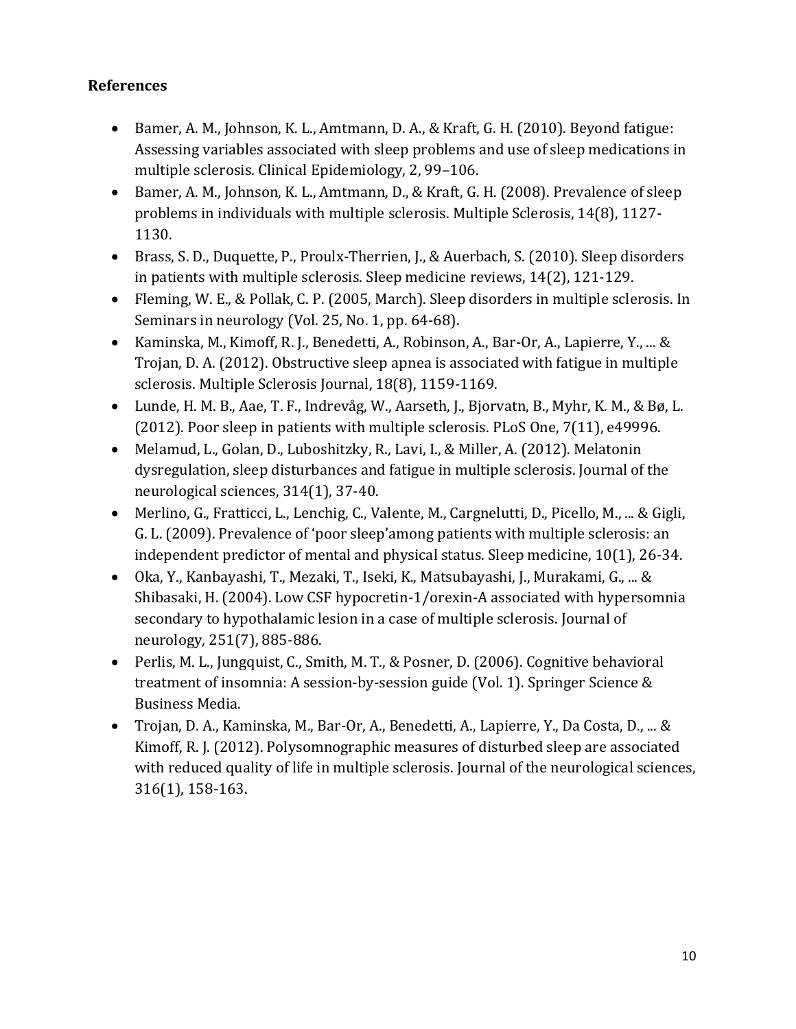## References

- Bamer, A. M., Johnson, K. L., Amtmann, D. A., & Kraft, G. H. (2010). Beyond fatigue: Assessing variables associated with sleep problems and use of sleep medications in multiple sclerosis. Clinical Epidemiology, 2, 99–106.
- Bamer, A. M., Johnson, K. L., Amtmann, D., & Kraft, G. H. (2008). Prevalence of sleep problems in individuals with multiple sclerosis. Multiple Sclerosis, 14(8), 1127-1130.
- Brass, S. D., Duquette, P., Proulx-Therrien, J., & Auerbach, S. (2010). Sleep disorders in patients with multiple sclerosis. Sleep medicine reviews, 14(2), 121-129.
- Fleming, W. E., & Pollak, C. P. (2005, March). Sleep disorders in multiple sclerosis. In Seminars in neurology (Vol. 25, No. 1, pp. 64-68).
- Kaminska, M., Kimoff, R. J., Benedetti, A., Robinson, A., Bar-Or, A., Lapierre, Y., ... & Trojan, D. A. (2012). Obstructive sleep apnea is associated with fatigue in multiple sclerosis. Multiple Sclerosis Journal, 18(8), 1159-1169.
- Lunde, H. M. B., Aae, T. F., Indrevåg, W., Aarseth, J., Bjorvatn, B., Myhr, K. M., & Bø, L. (2012). Poor sleep in patients with multiple sclerosis. PLoS One, 7(11), e49996.
- Melamud, L., Golan, D., Luboshitzky, R., Lavi, I., & Miller, A. (2012). Melatonin dysregulation, sleep disturbances and fatigue in multiple sclerosis. Journal of the neurological sciences, 314(1), 37-40.
- Merlino, G., Fratticci, L., Lenchig, C., Valente, M., Cargnelutti, D., Picello, M., ... & Gigli, G. L. (2009). Prevalence of 'poor sleep'among patients with multiple sclerosis: an independent predictor of mental and physical status. Sleep medicine, 10(1), 26-34.
- Oka, Y., Kanbayashi, T., Mezaki, T., Iseki, K., Matsubayashi, J., Murakami, G., ... & Shibasaki, H. (2004). Low CSF hypocretin-1/orexin-A associated with hypersomnia secondary to hypothalamic lesion in a case of multiple sclerosis. Journal of neurology, 251(7), 885-886.
- Perlis, M. L., Jungquist, C., Smith, M. T., & Posner, D. (2006). Cognitive behavioral treatment of insomnia: A session-by-session guide (Vol. 1). Springer Science & Business Media.
- Trojan, D. A., Kaminska, M., Bar-Or, A., Benedetti, A., Lapierre, Y., Da Costa, D., ... & Kimoff, R. J. (2012). Polysomnographic measures of disturbed sleep are associated with reduced quality of life in multiple sclerosis. Journal of the neurological sciences, 316(1), 158-163.